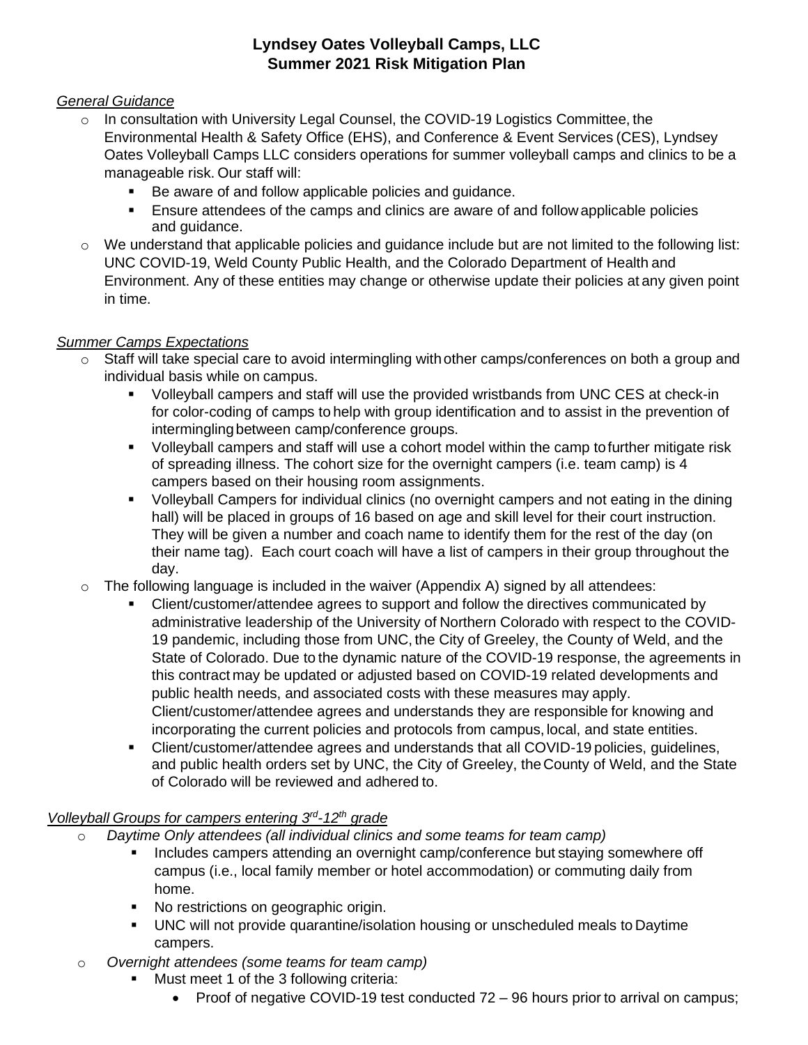# Lyndsey Oates Volleyball Camps, LLC
## Summer 2021 Risk Mitigation Plan

*General Guidance*

- In consultation with University Legal Counsel, the COVID-19 Logistics Committee, the Environmental Health & Safety Office (EHS), and Conference & Event Services (CES), Lyndsey Oates Volleyball Camps LLC considers operations for summer volleyball camps and clinics to be a manageable risk. Our staff will:
  - Be aware of and follow applicable policies and guidance.
  - Ensure attendees of the camps and clinics are aware of and follow applicable policies and guidance.
- We understand that applicable policies and guidance include but are not limited to the following list: UNC COVID-19, Weld County Public Health, and the Colorado Department of Health and Environment. Any of these entities may change or otherwise update their policies at any given point in time.

*Summer Camps Expectations*

- Staff will take special care to avoid intermingling with other camps/conferences on both a group and individual basis while on campus.
  - Volleyball campers and staff will use the provided wristbands from UNC CES at check-in for color-coding of camps to help with group identification and to assist in the prevention of intermingling between camp/conference groups.
  - Volleyball campers and staff will use a cohort model within the camp to further mitigate risk of spreading illness. The cohort size for the overnight campers (i.e. team camp) is 4 campers based on their housing room assignments.
  - Volleyball Campers for individual clinics (no overnight campers and not eating in the dining hall) will be placed in groups of 16 based on age and skill level for their court instruction. They will be given a number and coach name to identify them for the rest of the day (on their name tag). Each court coach will have a list of campers in their group throughout the day.
- The following language is included in the waiver (Appendix A) signed by all attendees:
  - Client/customer/attendee agrees to support and follow the directives communicated by administrative leadership of the University of Northern Colorado with respect to the COVID-19 pandemic, including those from UNC, the City of Greeley, the County of Weld, and the State of Colorado. Due to the dynamic nature of the COVID-19 response, the agreements in this contract may be updated or adjusted based on COVID-19 related developments and public health needs, and associated costs with these measures may apply. Client/customer/attendee agrees and understands they are responsible for knowing and incorporating the current policies and protocols from campus, local, and state entities.
  - Client/customer/attendee agrees and understands that all COVID-19 policies, guidelines, and public health orders set by UNC, the City of Greeley, the County of Weld, and the State of Colorado will be reviewed and adhered to.

*Volleyball Groups for campers entering 3rd-12th grade*

- *Daytime Only attendees (all individual clinics and some teams for team camp)*
  - Includes campers attending an overnight camp/conference but staying somewhere off campus (i.e., local family member or hotel accommodation) or commuting daily from home.
  - No restrictions on geographic origin.
  - UNC will not provide quarantine/isolation housing or unscheduled meals to Daytime campers.
- *Overnight attendees (some teams for team camp)*
  - Must meet 1 of the 3 following criteria:
    - Proof of negative COVID-19 test conducted 72 – 96 hours prior to arrival on campus;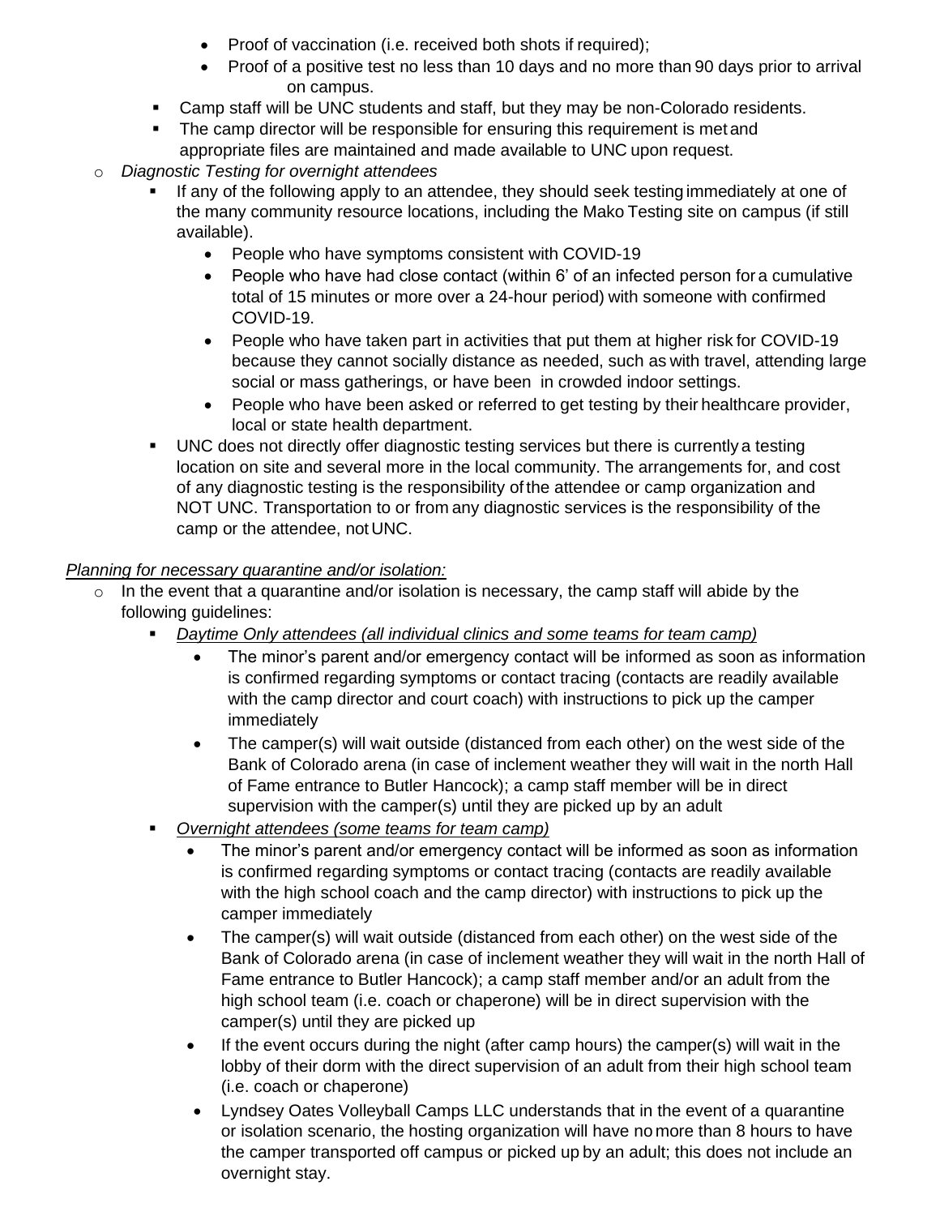- Proof of vaccination (i.e. received both shots if required);
      - Proof of a positive test no less than 10 days and no more than 90 days prior to arrival on campus.
    - Camp staff will be UNC students and staff, but they may be non-Colorado residents.
    - The camp director will be responsible for ensuring this requirement is met and appropriate files are maintained and made available to UNC upon request.
  - *Diagnostic Testing for overnight attendees*
    - If any of the following apply to an attendee, they should seek testing immediately at one of the many community resource locations, including the Mako Testing site on campus (if still available).
      - People who have symptoms consistent with COVID-19
      - People who have had close contact (within 6' of an infected person for a cumulative total of 15 minutes or more over a 24-hour period) with someone with confirmed COVID-19.
      - People who have taken part in activities that put them at higher risk for COVID-19 because they cannot socially distance as needed, such as with travel, attending large social or mass gatherings, or have been in crowded indoor settings.
      - People who have been asked or referred to get testing by their healthcare provider, local or state health department.
    - UNC does not directly offer diagnostic testing services but there is currently a testing location on site and several more in the local community. The arrangements for, and cost of any diagnostic testing is the responsibility of the attendee or camp organization and NOT UNC. Transportation to or from any diagnostic services is the responsibility of the camp or the attendee, not UNC.

*Planning for necessary quarantine and/or isolation:*

- In the event that a quarantine and/or isolation is necessary, the camp staff will abide by the following guidelines:
  - *Daytime Only attendees (all individual clinics and some teams for team camp)*
    - The minor's parent and/or emergency contact will be informed as soon as information is confirmed regarding symptoms or contact tracing (contacts are readily available with the camp director and court coach) with instructions to pick up the camper immediately
    - The camper(s) will wait outside (distanced from each other) on the west side of the Bank of Colorado arena (in case of inclement weather they will wait in the north Hall of Fame entrance to Butler Hancock); a camp staff member will be in direct supervision with the camper(s) until they are picked up by an adult
  - *Overnight attendees (some teams for team camp)*
    - The minor's parent and/or emergency contact will be informed as soon as information is confirmed regarding symptoms or contact tracing (contacts are readily available with the high school coach and the camp director) with instructions to pick up the camper immediately
    - The camper(s) will wait outside (distanced from each other) on the west side of the Bank of Colorado arena (in case of inclement weather they will wait in the north Hall of Fame entrance to Butler Hancock); a camp staff member and/or an adult from the high school team (i.e. coach or chaperone) will be in direct supervision with the camper(s) until they are picked up
    - If the event occurs during the night (after camp hours) the camper(s) will wait in the lobby of their dorm with the direct supervision of an adult from their high school team (i.e. coach or chaperone)
    - Lyndsey Oates Volleyball Camps LLC understands that in the event of a quarantine or isolation scenario, the hosting organization will have no more than 8 hours to have the camper transported off campus or picked up by an adult; this does not include an overnight stay.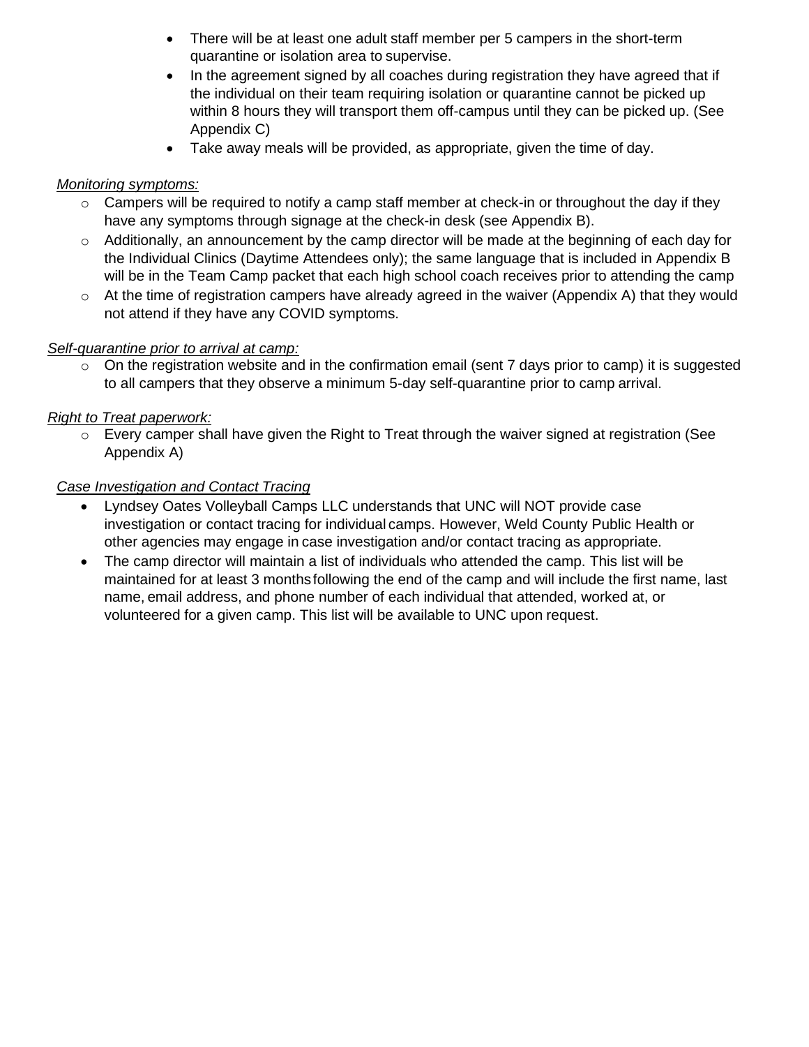- There will be at least one adult staff member per 5 campers in the short-term quarantine or isolation area to supervise.
- In the agreement signed by all coaches during registration they have agreed that if the individual on their team requiring isolation or quarantine cannot be picked up within 8 hours they will transport them off-campus until they can be picked up. (See Appendix C)
- Take away meals will be provided, as appropriate, given the time of day.

*Monitoring symptoms:*

- Campers will be required to notify a camp staff member at check-in or throughout the day if they have any symptoms through signage at the check-in desk (see Appendix B).
- Additionally, an announcement by the camp director will be made at the beginning of each day for the Individual Clinics (Daytime Attendees only); the same language that is included in Appendix B will be in the Team Camp packet that each high school coach receives prior to attending the camp
- At the time of registration campers have already agreed in the waiver (Appendix A) that they would not attend if they have any COVID symptoms.

*Self-quarantine prior to arrival at camp:*

- On the registration website and in the confirmation email (sent 7 days prior to camp) it is suggested to all campers that they observe a minimum 5-day self-quarantine prior to camp arrival.

*Right to Treat paperwork:*

- Every camper shall have given the Right to Treat through the waiver signed at registration (See Appendix A)

*Case Investigation and Contact Tracing*

- Lyndsey Oates Volleyball Camps LLC understands that UNC will NOT provide case investigation or contact tracing for individual camps. However, Weld County Public Health or other agencies may engage in case investigation and/or contact tracing as appropriate.
- The camp director will maintain a list of individuals who attended the camp. This list will be maintained for at least 3 months following the end of the camp and will include the first name, last name, email address, and phone number of each individual that attended, worked at, or volunteered for a given camp. This list will be available to UNC upon request.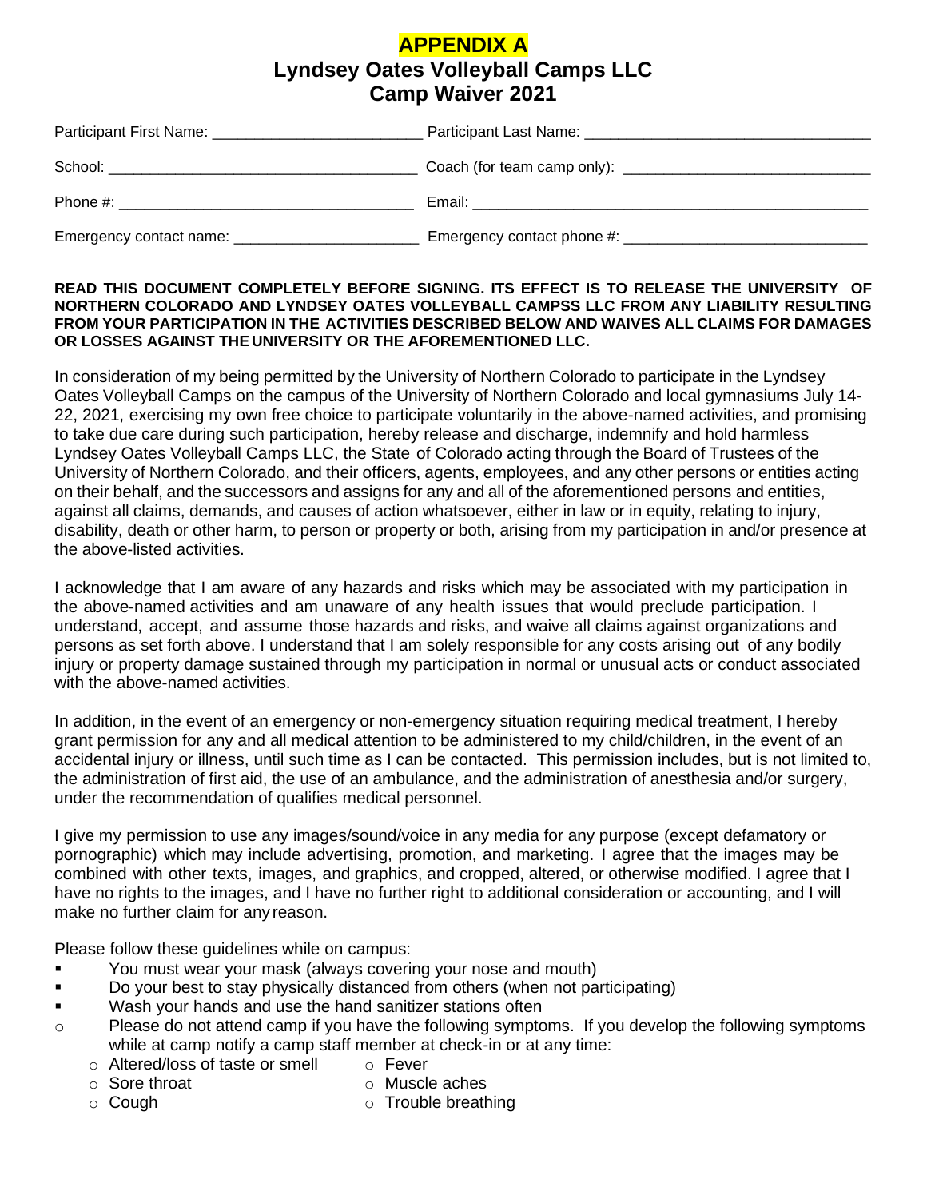# APPENDIX A

## Lyndsey Oates Volleyball Camps LLC
## Camp Waiver 2021

Participant First Name: ________________________ Participant Last Name: ________________________________

School: ____________________________________ Coach (for team camp only): ____________________________

Phone #: __________________________________ Email: _____________________________________________

Emergency contact name: _____________________ Emergency contact phone #: ___________________________

**READ THIS DOCUMENT COMPLETELY BEFORE SIGNING. ITS EFFECT IS TO RELEASE THE UNIVERSITY OF NORTHERN COLORADO AND LYNDSEY OATES VOLLEYBALL CAMPSS LLC FROM ANY LIABILITY RESULTING FROM YOUR PARTICIPATION IN THE ACTIVITIES DESCRIBED BELOW AND WAIVES ALL CLAIMS FOR DAMAGES OR LOSSES AGAINST THE UNIVERSITY OR THE AFOREMENTIONED LLC.**

In consideration of my being permitted by the University of Northern Colorado to participate in the Lyndsey Oates Volleyball Camps on the campus of the University of Northern Colorado and local gymnasiums July 14-22, 2021, exercising my own free choice to participate voluntarily in the above-named activities, and promising to take due care during such participation, hereby release and discharge, indemnify and hold harmless Lyndsey Oates Volleyball Camps LLC, the State of Colorado acting through the Board of Trustees of the University of Northern Colorado, and their officers, agents, employees, and any other persons or entities acting on their behalf, and the successors and assigns for any and all of the aforementioned persons and entities, against all claims, demands, and causes of action whatsoever, either in law or in equity, relating to injury, disability, death or other harm, to person or property or both, arising from my participation in and/or presence at the above-listed activities.

I acknowledge that I am aware of any hazards and risks which may be associated with my participation in the above-named activities and am unaware of any health issues that would preclude participation. I understand, accept, and assume those hazards and risks, and waive all claims against organizations and persons as set forth above. I understand that I am solely responsible for any costs arising out of any bodily injury or property damage sustained through my participation in normal or unusual acts or conduct associated with the above-named activities.

In addition, in the event of an emergency or non-emergency situation requiring medical treatment, I hereby grant permission for any and all medical attention to be administered to my child/children, in the event of an accidental injury or illness, until such time as I can be contacted. This permission includes, but is not limited to, the administration of first aid, the use of an ambulance, and the administration of anesthesia and/or surgery, under the recommendation of qualifies medical personnel.

I give my permission to use any images/sound/voice in any media for any purpose (except defamatory or pornographic) which may include advertising, promotion, and marketing. I agree that the images may be combined with other texts, images, and graphics, and cropped, altered, or otherwise modified. I agree that I have no rights to the images, and I have no further right to additional consideration or accounting, and I will make no further claim for any reason.

Please follow these guidelines while on campus:

- You must wear your mask (always covering your nose and mouth)
- Do your best to stay physically distanced from others (when not participating)
- Wash your hands and use the hand sanitizer stations often
- Please do not attend camp if you have the following symptoms. If you develop the following symptoms while at camp notify a camp staff member at check-in or at any time:
  - Altered/loss of taste or smell
  - Sore throat
  - Cough
  - Fever
  - Muscle aches
  - Trouble breathing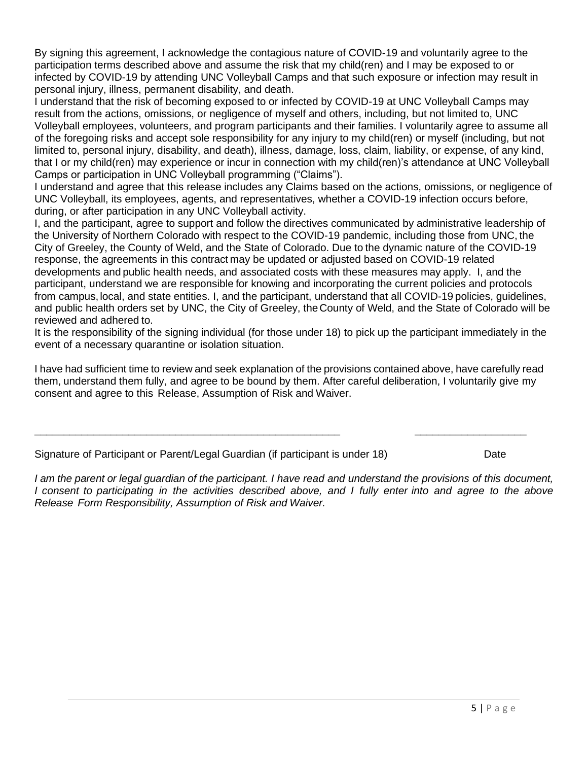By signing this agreement, I acknowledge the contagious nature of COVID-19 and voluntarily agree to the participation terms described above and assume the risk that my child(ren) and I may be exposed to or infected by COVID-19 by attending UNC Volleyball Camps and that such exposure or infection may result in personal injury, illness, permanent disability, and death.

I understand that the risk of becoming exposed to or infected by COVID-19 at UNC Volleyball Camps may result from the actions, omissions, or negligence of myself and others, including, but not limited to, UNC Volleyball employees, volunteers, and program participants and their families. I voluntarily agree to assume all of the foregoing risks and accept sole responsibility for any injury to my child(ren) or myself (including, but not limited to, personal injury, disability, and death), illness, damage, loss, claim, liability, or expense, of any kind, that I or my child(ren) may experience or incur in connection with my child(ren)'s attendance at UNC Volleyball Camps or participation in UNC Volleyball programming ("Claims").

I understand and agree that this release includes any Claims based on the actions, omissions, or negligence of UNC Volleyball, its employees, agents, and representatives, whether a COVID-19 infection occurs before, during, or after participation in any UNC Volleyball activity.

I, and the participant, agree to support and follow the directives communicated by administrative leadership of the University of Northern Colorado with respect to the COVID-19 pandemic, including those from UNC, the City of Greeley, the County of Weld, and the State of Colorado. Due to the dynamic nature of the COVID-19 response, the agreements in this contract may be updated or adjusted based on COVID-19 related developments and public health needs, and associated costs with these measures may apply. I, and the participant, understand we are responsible for knowing and incorporating the current policies and protocols from campus, local, and state entities. I, and the participant, understand that all COVID-19 policies, guidelines, and public health orders set by UNC, the City of Greeley, the County of Weld, and the State of Colorado will be reviewed and adhered to.

It is the responsibility of the signing individual (for those under 18) to pick up the participant immediately in the event of a necessary quarantine or isolation situation.

I have had sufficient time to review and seek explanation of the provisions contained above, have carefully read them, understand them fully, and agree to be bound by them. After careful deliberation, I voluntarily give my consent and agree to this Release, Assumption of Risk and Waiver.

\_\_\_\_\_\_\_\_\_\_\_\_\_\_\_\_\_\_\_\_\_\_\_\_\_\_\_\_\_\_\_\_\_\_\_\_\_\_\_\_\_\_\_\_\_\_\_\_\_\_ \_\_\_\_\_\_\_\_\_\_\_\_\_\_\_\_\_\_\_

Signature of Participant or Parent/Legal Guardian (if participant is under 18) Date

*I am the parent or legal guardian of the participant. I have read and understand the provisions of this document, I consent to participating in the activities described above, and I fully enter into and agree to the above Release Form Responsibility, Assumption of Risk and Waiver.*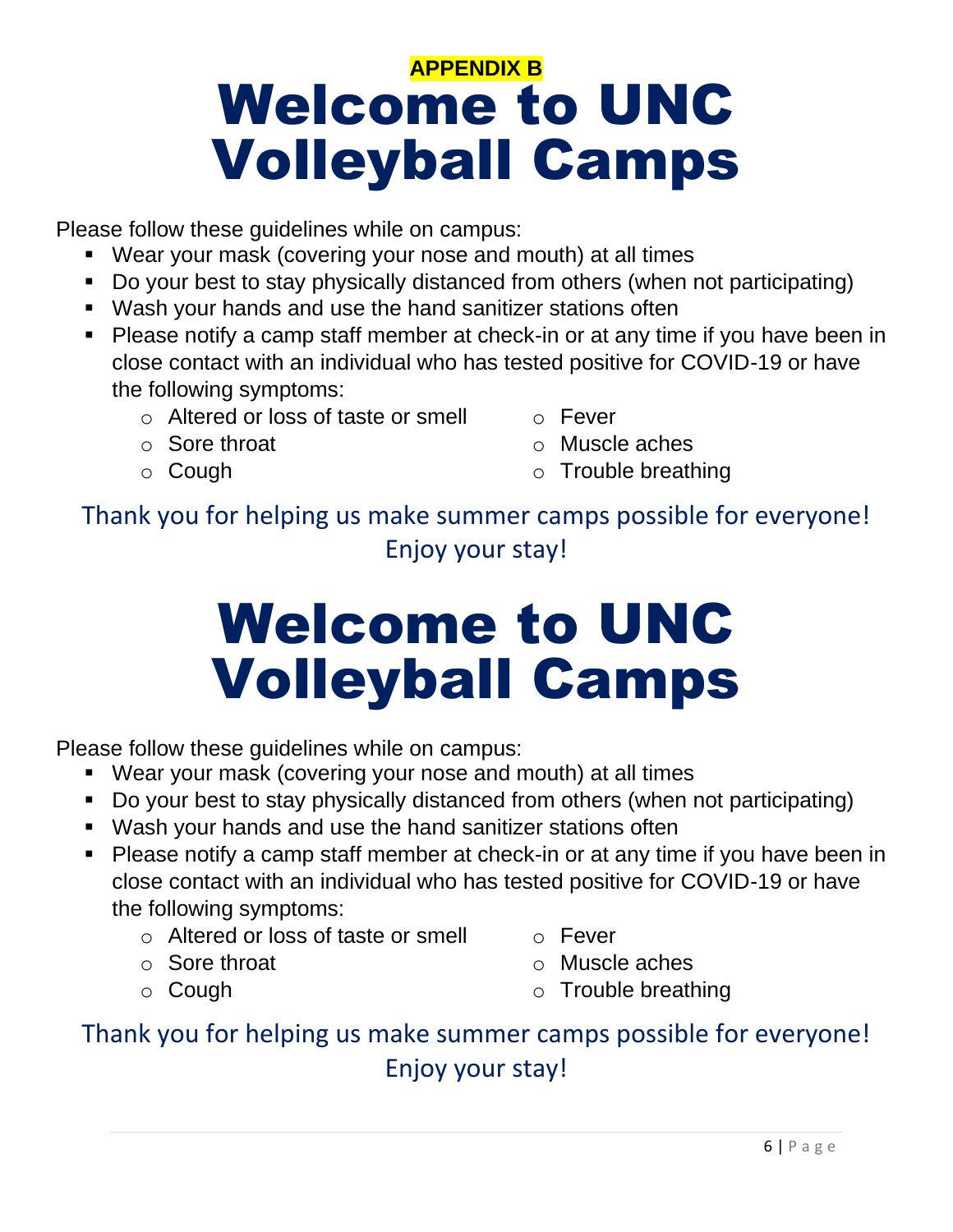**APPENDIX B**

# Welcome to UNC Volleyball Camps

Please follow these guidelines while on campus:

- Wear your mask (covering your nose and mouth) at all times
- Do your best to stay physically distanced from others (when not participating)
- Wash your hands and use the hand sanitizer stations often
- Please notify a camp staff member at check-in or at any time if you have been in close contact with an individual who has tested positive for COVID-19 or have the following symptoms:
  - Altered or loss of taste or smell
  - Sore throat
  - Cough
  - Fever
  - Muscle aches
  - Trouble breathing

Thank you for helping us make summer camps possible for everyone!
Enjoy your stay!

# Welcome to UNC Volleyball Camps

Please follow these guidelines while on campus:

- Wear your mask (covering your nose and mouth) at all times
- Do your best to stay physically distanced from others (when not participating)
- Wash your hands and use the hand sanitizer stations often
- Please notify a camp staff member at check-in or at any time if you have been in close contact with an individual who has tested positive for COVID-19 or have the following symptoms:
  - Altered or loss of taste or smell
  - Sore throat
  - Cough
  - Fever
  - Muscle aches
  - Trouble breathing

Thank you for helping us make summer camps possible for everyone!
Enjoy your stay!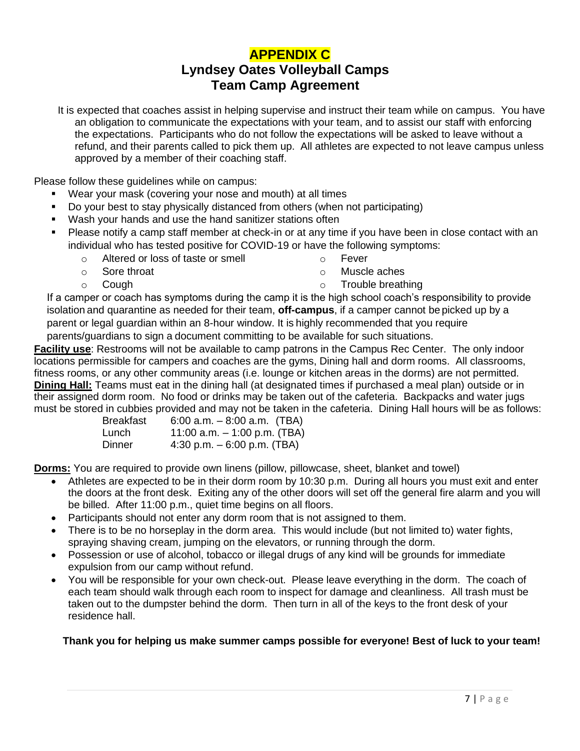# APPENDIX C

## Lyndsey Oates Volleyball Camps
## Team Camp Agreement

It is expected that coaches assist in helping supervise and instruct their team while on campus. You have an obligation to communicate the expectations with your team, and to assist our staff with enforcing the expectations. Participants who do not follow the expectations will be asked to leave without a refund, and their parents called to pick them up. All athletes are expected to not leave campus unless approved by a member of their coaching staff.

Please follow these guidelines while on campus:

- Wear your mask (covering your nose and mouth) at all times
- Do your best to stay physically distanced from others (when not participating)
- Wash your hands and use the hand sanitizer stations often
- Please notify a camp staff member at check-in or at any time if you have been in close contact with an individual who has tested positive for COVID-19 or have the following symptoms:
  - Altered or loss of taste or smell
  - Sore throat
  - Cough
  - Fever
  - Muscle aches
  - Trouble breathing

If a camper or coach has symptoms during the camp it is the high school coach's responsibility to provide isolation and quarantine as needed for their team, **off-campus**, if a camper cannot be picked up by a parent or legal guardian within an 8-hour window. It is highly recommended that you require parents/guardians to sign a document committing to be available for such situations.

**Facility use**: Restrooms will not be available to camp patrons in the Campus Rec Center. The only indoor locations permissible for campers and coaches are the gyms, Dining hall and dorm rooms. All classrooms, fitness rooms, or any other community areas (i.e. lounge or kitchen areas in the dorms) are not permitted.

**Dining Hall:** Teams must eat in the dining hall (at designated times if purchased a meal plan) outside or in their assigned dorm room. No food or drinks may be taken out of the cafeteria. Backpacks and water jugs must be stored in cubbies provided and may not be taken in the cafeteria. Dining Hall hours will be as follows:

| | |
|---|---|
| Breakfast | 6:00 a.m. – 8:00 a.m. (TBA) |
| Lunch | 11:00 a.m. – 1:00 p.m. (TBA) |
| Dinner | 4:30 p.m. – 6:00 p.m. (TBA) |

**Dorms:** You are required to provide own linens (pillow, pillowcase, sheet, blanket and towel)

- Athletes are expected to be in their dorm room by 10:30 p.m. During all hours you must exit and enter the doors at the front desk. Exiting any of the other doors will set off the general fire alarm and you will be billed. After 11:00 p.m., quiet time begins on all floors.
- Participants should not enter any dorm room that is not assigned to them.
- There is to be no horseplay in the dorm area. This would include (but not limited to) water fights, spraying shaving cream, jumping on the elevators, or running through the dorm.
- Possession or use of alcohol, tobacco or illegal drugs of any kind will be grounds for immediate expulsion from our camp without refund.
- You will be responsible for your own check-out. Please leave everything in the dorm. The coach of each team should walk through each room to inspect for damage and cleanliness. All trash must be taken out to the dumpster behind the dorm. Then turn in all of the keys to the front desk of your residence hall.

**Thank you for helping us make summer camps possible for everyone! Best of luck to your team!**